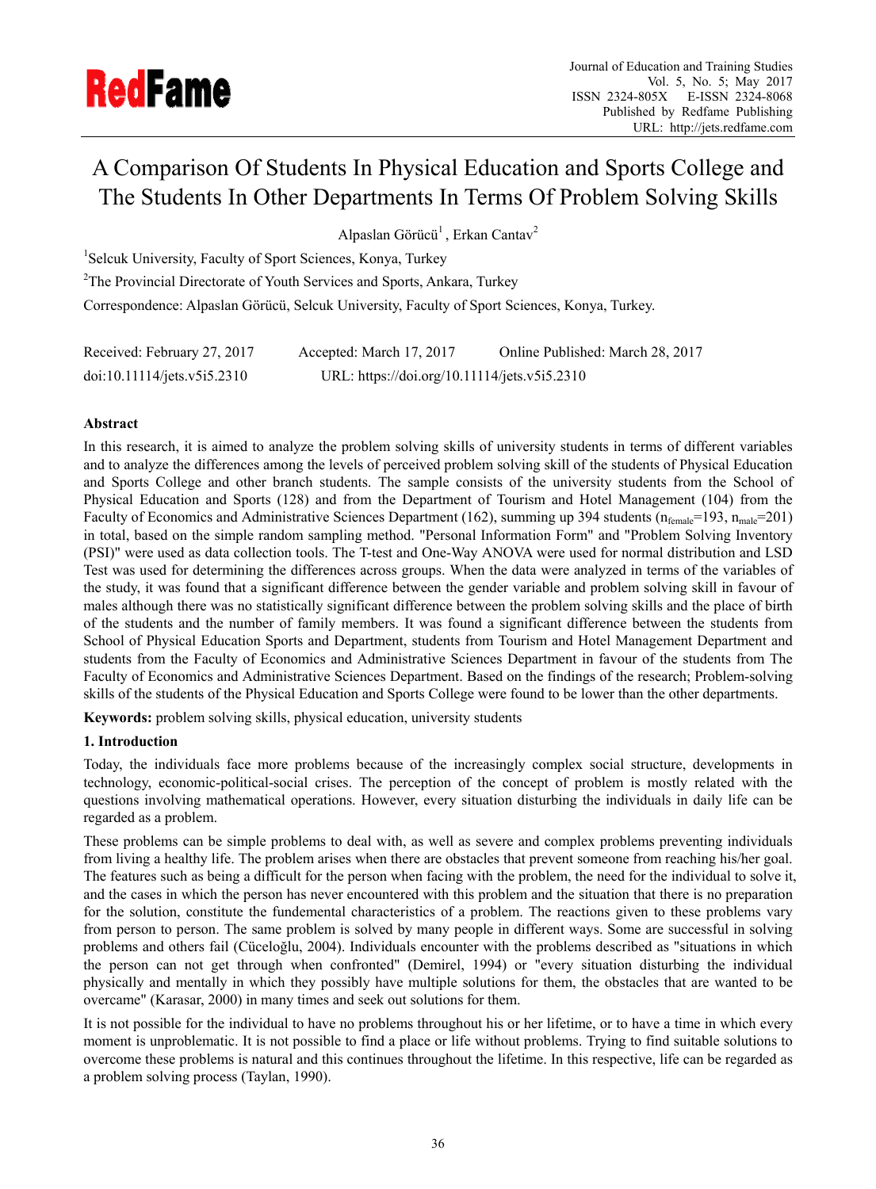# A Comparison Of Students In Physical Education and Sports College and The Students In Other Departments In Terms Of Problem Solving Skills

Alpaslan Görücü[1], Erkan Cantav[2]

[1]Selcuk University, Faculty of Sport Sciences, Konya, Turkey

[2]The Provincial Directorate of Youth Services and Sports, Ankara, Turkey

Correspondence: Alpaslan Görücü, Selcuk University, Faculty of Sport Sciences, Konya, Turkey.

Received: February 27, 2017 Accepted: March 17, 2017 Online Published: March 28, 2017

doi:10.11114/jets.v5i5.2310 URL: https://doi.org/10.11114/jets.v5i5.2310

**Abstract**

In this research, it is aimed to analyze the problem solving skills of university students in terms of different variables and to analyze the differences among the levels of perceived problem solving skill of the students of Physical Education and Sports College and other branch students. The sample consists of the university students from the School of Physical Education and Sports (128) and from the Department of Tourism and Hotel Management (104) from the Faculty of Economics and Administrative Sciences Department (162), summing up 394 students ($n_{female}$=193, $n_{male}$=201) in total, based on the simple random sampling method. "Personal Information Form" and "Problem Solving Inventory (PSI)" were used as data collection tools. The T-test and One-Way ANOVA were used for normal distribution and LSD Test was used for determining the differences across groups. When the data were analyzed in terms of the variables of the study, it was found that a significant difference between the gender variable and problem solving skill in favour of males although there was no statistically significant difference between the problem solving skills and the place of birth of the students and the number of family members. It was found a significant difference between the students from School of Physical Education Sports and Department, students from Tourism and Hotel Management Department and students from the Faculty of Economics and Administrative Sciences Department in favour of the students from The Faculty of Economics and Administrative Sciences Department. Based on the findings of the research; Problem-solving skills of the students of the Physical Education and Sports College were found to be lower than the other departments.

**Keywords:** problem solving skills, physical education, university students

## 1. Introduction

Today, the individuals face more problems because of the increasingly complex social structure, developments in technology, economic-political-social crises. The perception of the concept of problem is mostly related with the questions involving mathematical operations. However, every situation disturbing the individuals in daily life can be regarded as a problem.

These problems can be simple problems to deal with, as well as severe and complex problems preventing individuals from living a healthy life. The problem arises when there are obstacles that prevent someone from reaching his/her goal. The features such as being a difficult for the person when facing with the problem, the need for the individual to solve it, and the cases in which the person has never encountered with this problem and the situation that there is no preparation for the solution, constitute the fundemental characteristics of a problem. The reactions given to these problems vary from person to person. The same problem is solved by many people in different ways. Some are successful in solving problems and others fail (Cüceloğlu, 2004). Individuals encounter with the problems described as "situations in which the person can not get through when confronted" (Demirel, 1994) or "every situation disturbing the individual physically and mentally in which they possibly have multiple solutions for them, the obstacles that are wanted to be overcame" (Karasar, 2000) in many times and seek out solutions for them.

It is not possible for the individual to have no problems throughout his or her lifetime, or to have a time in which every moment is unproblematic. It is not possible to find a place or life without problems. Trying to find suitable solutions to overcome these problems is natural and this continues throughout the lifetime. In this respective, life can be regarded as a problem solving process (Taylan, 1990).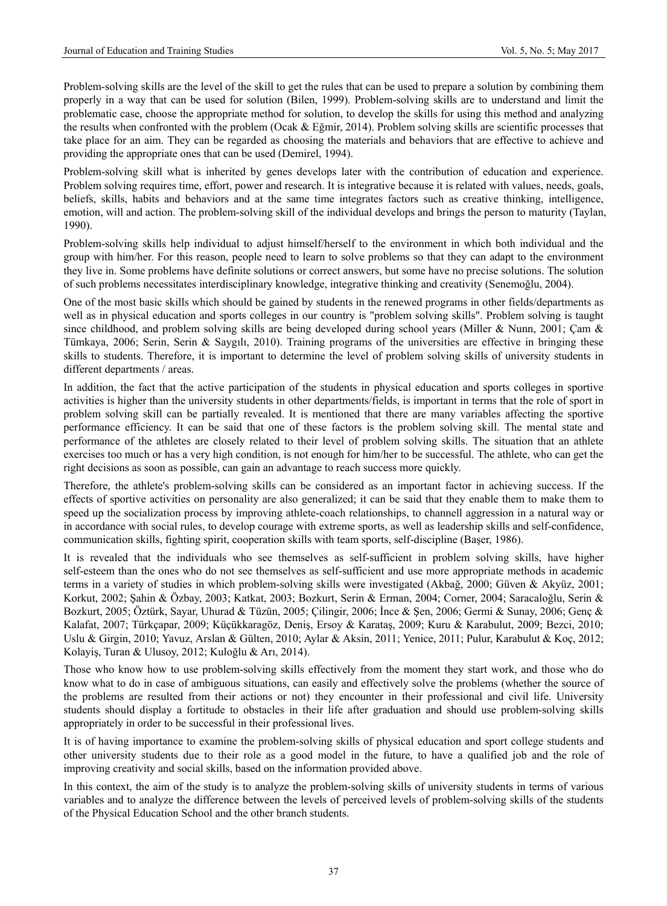Problem-solving skills are the level of the skill to get the rules that can be used to prepare a solution by combining them properly in a way that can be used for solution (Bilen, 1999). Problem-solving skills are to understand and limit the problematic case, choose the appropriate method for solution, to develop the skills for using this method and analyzing the results when confronted with the problem (Ocak & Eğmir, 2014). Problem solving skills are scientific processes that take place for an aim. They can be regarded as choosing the materials and behaviors that are effective to achieve and providing the appropriate ones that can be used (Demirel, 1994).

Problem-solving skill what is inherited by genes develops later with the contribution of education and experience. Problem solving requires time, effort, power and research. It is integrative because it is related with values, needs, goals, beliefs, skills, habits and behaviors and at the same time integrates factors such as creative thinking, intelligence, emotion, will and action. The problem-solving skill of the individual develops and brings the person to maturity (Taylan, 1990).

Problem-solving skills help individual to adjust himself/herself to the environment in which both individual and the group with him/her. For this reason, people need to learn to solve problems so that they can adapt to the environment they live in. Some problems have definite solutions or correct answers, but some have no precise solutions. The solution of such problems necessitates interdisciplinary knowledge, integrative thinking and creativity (Senemoğlu, 2004).

One of the most basic skills which should be gained by students in the renewed programs in other fields/departments as well as in physical education and sports colleges in our country is "problem solving skills". Problem solving is taught since childhood, and problem solving skills are being developed during school years (Miller & Nunn, 2001; Çam & Tümkaya, 2006; Serin, Serin & Saygılı, 2010). Training programs of the universities are effective in bringing these skills to students. Therefore, it is important to determine the level of problem solving skills of university students in different departments / areas.

In addition, the fact that the active participation of the students in physical education and sports colleges in sportive activities is higher than the university students in other departments/fields, is important in terms that the role of sport in problem solving skill can be partially revealed. It is mentioned that there are many variables affecting the sportive performance efficiency. It can be said that one of these factors is the problem solving skill. The mental state and performance of the athletes are closely related to their level of problem solving skills. The situation that an athlete exercises too much or has a very high condition, is not enough for him/her to be successful. The athlete, who can get the right decisions as soon as possible, can gain an advantage to reach success more quickly.

Therefore, the athlete's problem-solving skills can be considered as an important factor in achieving success. If the effects of sportive activities on personality are also generalized; it can be said that they enable them to make them to speed up the socialization process by improving athlete-coach relationships, to channell aggression in a natural way or in accordance with social rules, to develop courage with extreme sports, as well as leadership skills and self-confidence, communication skills, fighting spirit, cooperation skills with team sports, self-discipline (Başer, 1986).

It is revealed that the individuals who see themselves as self-sufficient in problem solving skills, have higher self-esteem than the ones who do not see themselves as self-sufficient and use more appropriate methods in academic terms in a variety of studies in which problem-solving skills were investigated (Akbağ, 2000; Güven & Akyüz, 2001; Korkut, 2002; Şahin & Özbay, 2003; Katkat, 2003; Bozkurt, Serin & Erman, 2004; Corner, 2004; Saracaloğlu, Serin & Bozkurt, 2005; Öztürk, Sayar, Uhurad & Tüzün, 2005; Çilingir, 2006; İnce & Şen, 2006; Germi & Sunay, 2006; Genç & Kalafat, 2007; Türkçapar, 2009; Küçükkaragöz, Deniş, Ersoy & Karataş, 2009; Kuru & Karabulut, 2009; Bezci, 2010; Uslu & Girgin, 2010; Yavuz, Arslan & Gülten, 2010; Aylar & Aksin, 2011; Yenice, 2011; Pulur, Karabulut & Koç, 2012; Kolayiş, Turan & Ulusoy, 2012; Kuloğlu & Arı, 2014).

Those who know how to use problem-solving skills effectively from the moment they start work, and those who do know what to do in case of ambiguous situations, can easily and effectively solve the problems (whether the source of the problems are resulted from their actions or not) they encounter in their professional and civil life. University students should display a fortitude to obstacles in their life after graduation and should use problem-solving skills appropriately in order to be successful in their professional lives.

It is of having importance to examine the problem-solving skills of physical education and sport college students and other university students due to their role as a good model in the future, to have a qualified job and the role of improving creativity and social skills, based on the information provided above.

In this context, the aim of the study is to analyze the problem-solving skills of university students in terms of various variables and to analyze the difference between the levels of perceived levels of problem-solving skills of the students of the Physical Education School and the other branch students.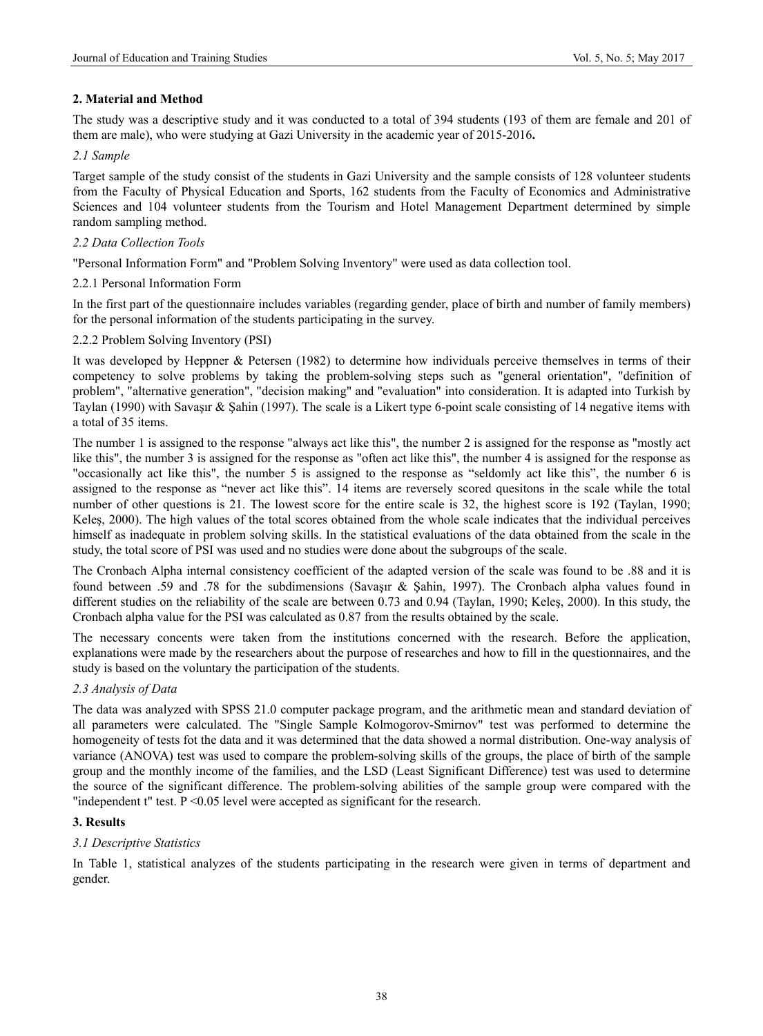## 2. Material and Method

The study was a descriptive study and it was conducted to a total of 394 students (193 of them are female and 201 of them are male), who were studying at Gazi University in the academic year of 2015-2016**.**

### *2.1 Sample*

Target sample of the study consist of the students in Gazi University and the sample consists of 128 volunteer students from the Faculty of Physical Education and Sports, 162 students from the Faculty of Economics and Administrative Sciences and 104 volunteer students from the Tourism and Hotel Management Department determined by simple random sampling method.

### *2.2 Data Collection Tools*

"Personal Information Form" and "Problem Solving Inventory" were used as data collection tool.

#### 2.2.1 Personal Information Form

In the first part of the questionnaire includes variables (regarding gender, place of birth and number of family members) for the personal information of the students participating in the survey.

#### 2.2.2 Problem Solving Inventory (PSI)

It was developed by Heppner & Petersen (1982) to determine how individuals perceive themselves in terms of their competency to solve problems by taking the problem-solving steps such as "general orientation", "definition of problem", "alternative generation", "decision making" and "evaluation" into consideration. It is adapted into Turkish by Taylan (1990) with Savaşır & Şahin (1997). The scale is a Likert type 6-point scale consisting of 14 negative items with a total of 35 items.

The number 1 is assigned to the response "always act like this", the number 2 is assigned for the response as "mostly act like this", the number 3 is assigned for the response as "often act like this", the number 4 is assigned for the response as "occasionally act like this", the number 5 is assigned to the response as "seldomly act like this", the number 6 is assigned to the response as "never act like this". 14 items are reversely scored quesitons in the scale while the total number of other questions is 21. The lowest score for the entire scale is 32, the highest score is 192 (Taylan, 1990; Keleş, 2000). The high values of the total scores obtained from the whole scale indicates that the individual perceives himself as inadequate in problem solving skills. In the statistical evaluations of the data obtained from the scale in the study, the total score of PSI was used and no studies were done about the subgroups of the scale.

The Cronbach Alpha internal consistency coefficient of the adapted version of the scale was found to be .88 and it is found between .59 and .78 for the subdimensions (Savaşır & Şahin, 1997). The Cronbach alpha values found in different studies on the reliability of the scale are between 0.73 and 0.94 (Taylan, 1990; Keleş, 2000). In this study, the Cronbach alpha value for the PSI was calculated as 0.87 from the results obtained by the scale.

The necessary concents were taken from the institutions concerned with the research. Before the application, explanations were made by the researchers about the purpose of researches and how to fill in the questionnaires, and the study is based on the voluntary the participation of the students.

### *2.3 Analysis of Data*

The data was analyzed with SPSS 21.0 computer package program, and the arithmetic mean and standard deviation of all parameters were calculated. The "Single Sample Kolmogorov-Smirnov" test was performed to determine the homogeneity of tests fot the data and it was determined that the data showed a normal distribution. One-way analysis of variance (ANOVA) test was used to compare the problem-solving skills of the groups, the place of birth of the sample group and the monthly income of the families, and the LSD (Least Significant Difference) test was used to determine the source of the significant difference. The problem-solving abilities of the sample group were compared with the "independent t" test. $P < 0.05$ level were accepted as significant for the research.

## 3. Results

### *3.1 Descriptive Statistics*

In Table 1, statistical analyzes of the students participating in the research were given in terms of department and gender.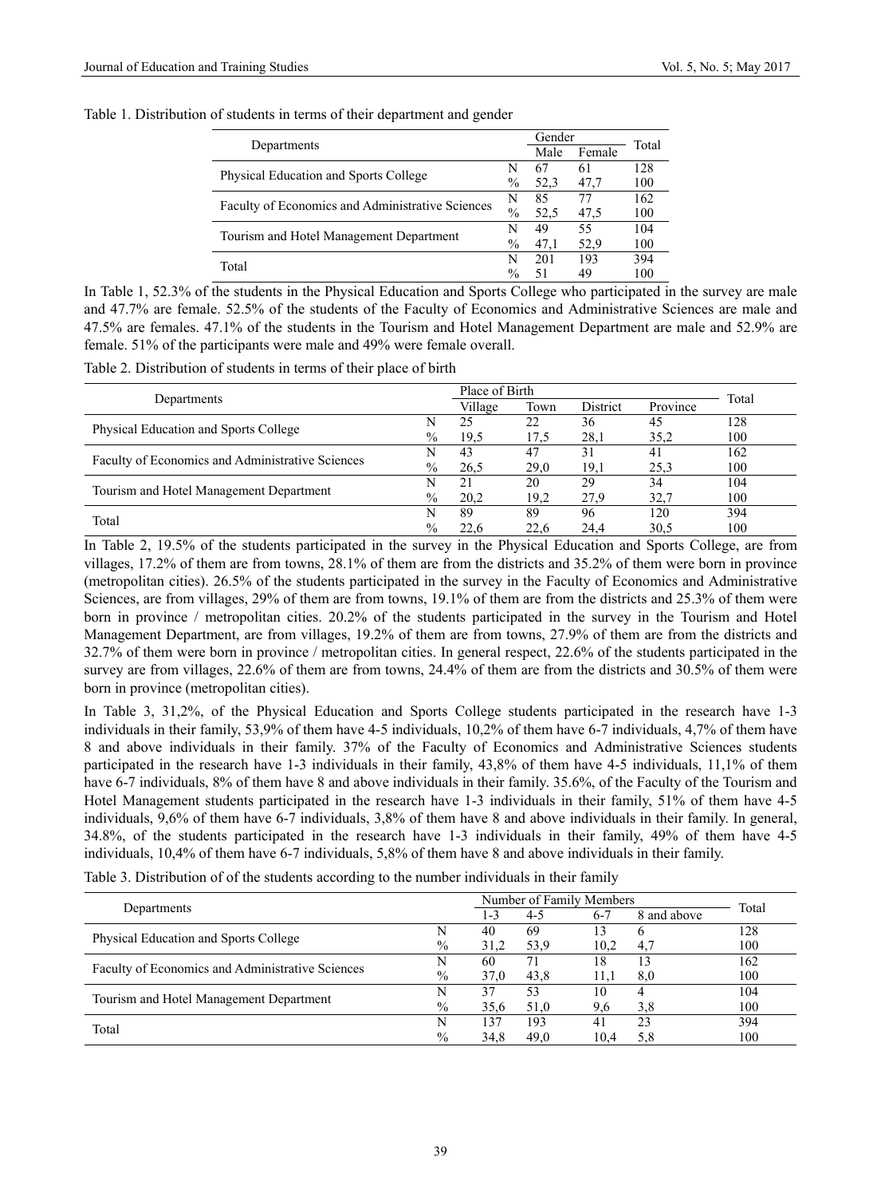Table 1. Distribution of students in terms of their department and gender

| Departments | | Gender | | Total |
|---|---|---|---|---|
| | | Male | Female | |
| Physical Education and Sports College | N | 67 | 61 | 128 |
| | % | 52,3 | 47,7 | 100 |
| Faculty of Economics and Administrative Sciences | N | 85 | 77 | 162 |
| | % | 52,5 | 47,5 | 100 |
| Tourism and Hotel Management Department | N | 49 | 55 | 104 |
| | % | 47,1 | 52,9 | 100 |
| Total | N | 201 | 193 | 394 |
| | % | 51 | 49 | 100 |

In Table 1, 52.3% of the students in the Physical Education and Sports College who participated in the survey are male and 47.7% are female. 52.5% of the students of the Faculty of Economics and Administrative Sciences are male and 47.5% are females. 47.1% of the students in the Tourism and Hotel Management Department are male and 52.9% are female. 51% of the participants were male and 49% were female overall.

Table 2. Distribution of students in terms of their place of birth

| Departments | | Place of Birth | | | | Total |
|---|---|---|---|---|---|---|
| | | Village | Town | District | Province | |
| Physical Education and Sports College | N | 25 | 22 | 36 | 45 | 128 |
| | % | 19,5 | 17,5 | 28,1 | 35,2 | 100 |
| Faculty of Economics and Administrative Sciences | N | 43 | 47 | 31 | 41 | 162 |
| | % | 26,5 | 29,0 | 19,1 | 25,3 | 100 |
| Tourism and Hotel Management Department | N | 21 | 20 | 29 | 34 | 104 |
| | % | 20,2 | 19,2 | 27,9 | 32,7 | 100 |
| Total | N | 89 | 89 | 96 | 120 | 394 |
| | % | 22,6 | 22,6 | 24,4 | 30,5 | 100 |

In Table 2, 19.5% of the students participated in the survey in the Physical Education and Sports College, are from villages, 17.2% of them are from towns, 28.1% of them are from the districts and 35.2% of them were born in province (metropolitan cities). 26.5% of the students participated in the survey in the Faculty of Economics and Administrative Sciences, are from villages, 29% of them are from towns, 19.1% of them are from the districts and 25.3% of them were born in province / metropolitan cities. 20.2% of the students participated in the survey in the Tourism and Hotel Management Department, are from villages, 19.2% of them are from towns, 27.9% of them are from the districts and 32.7% of them were born in province / metropolitan cities. In general respect, 22.6% of the students participated in the survey are from villages, 22.6% of them are from towns, 24.4% of them are from the districts and 30.5% of them were born in province (metropolitan cities).

In Table 3, 31,2%, of the Physical Education and Sports College students participated in the research have 1-3 individuals in their family, 53,9% of them have 4-5 individuals, 10,2% of them have 6-7 individuals, 4,7% of them have 8 and above individuals in their family. 37% of the Faculty of Economics and Administrative Sciences students participated in the research have 1-3 individuals in their family, 43,8% of them have 4-5 individuals, 11,1% of them have 6-7 individuals, 8% of them have 8 and above individuals in their family. 35.6%, of the Faculty of the Tourism and Hotel Management students participated in the research have 1-3 individuals in their family, 51% of them have 4-5 individuals, 9,6% of them have 6-7 individuals, 3,8% of them have 8 and above individuals in their family. In general, 34.8%, of the students participated in the research have 1-3 individuals in their family, 49% of them have 4-5 individuals, 10,4% of them have 6-7 individuals, 5,8% of them have 8 and above individuals in their family.

Table 3. Distribution of of the students according to the number individuals in their family

| Departments | | Number of Family Members | | | | Total |
|---|---|---|---|---|---|---|
| | | 1-3 | 4-5 | 6-7 | 8 and above | |
| Physical Education and Sports College | N | 40 | 69 | 13 | 6 | 128 |
| | % | 31,2 | 53,9 | 10,2 | 4,7 | 100 |
| Faculty of Economics and Administrative Sciences | N | 60 | 71 | 18 | 13 | 162 |
| | % | 37,0 | 43,8 | 11,1 | 8,0 | 100 |
| Tourism and Hotel Management Department | N | 37 | 53 | 10 | 4 | 104 |
| | % | 35,6 | 51,0 | 9,6 | 3,8 | 100 |
| Total | N | 137 | 193 | 41 | 23 | 394 |
| | % | 34,8 | 49,0 | 10,4 | 5,8 | 100 |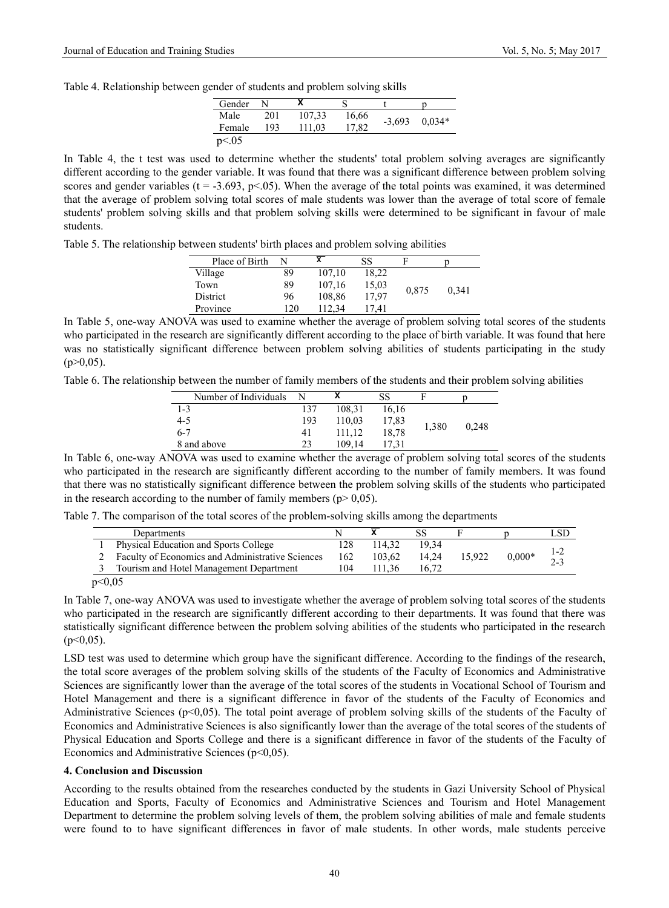Table 4. Relationship between gender of students and problem solving skills

| Gender | N | X | S | t | p |
|---|---|---|---|---|---|
| Male | 201 | 107,33 | 16,66 | -3,693 | 0,034* |
| Female | 193 | 111,03 | 17,82 | | |

p<.05

In Table 4, the t test was used to determine whether the students' total problem solving averages are significantly different according to the gender variable. It was found that there was a significant difference between problem solving scores and gender variables ($t = -3.693$, $p<.05$). When the average of the total points was examined, it was determined that the average of problem solving total scores of male students was lower than the average of total score of female students' problem solving skills and that problem solving skills were determined to be significant in favour of male students.

Table 5. The relationship between students' birth places and problem solving abilities

| Place of Birth | N | X | SS | F | p |
|---|---|---|---|---|---|
| Village | 89 | 107,10 | 18,22 | 0,875 | 0,341 |
| Town | 89 | 107,16 | 15,03 | | |
| District | 96 | 108,86 | 17,97 | | |
| Province | 120 | 112,34 | 17,41 | | |

In Table 5, one-way ANOVA was used to examine whether the average of problem solving total scores of the students who participated in the research are significantly different according to the place of birth variable. It was found that here was no statistically significant difference between problem solving abilities of students participating in the study ($p>0,05$).

Table 6. The relationship between the number of family members of the students and their problem solving abilities

| Number of Individuals | N | X | SS | F | p |
|---|---|---|---|---|---|
| 1-3 | 137 | 108,31 | 16,16 | 1,380 | 0,248 |
| 4-5 | 193 | 110,03 | 17,83 | | |
| 6-7 | 41 | 111,12 | 18,78 | | |
| 8 and above | 23 | 109,14 | 17,31 | | |

In Table 6, one-way ANOVA was used to examine whether the average of problem solving total scores of the students who participated in the research are significantly different according to the number of family members. It was found that there was no statistically significant difference between the problem solving skills of the students who participated in the research according to the number of family members ($p> 0,05$).

Table 7. The comparison of the total scores of the problem-solving skills among the departments

| | Departments | N | X | SS | F | p | LSD |
|---|---|---|---|---|---|---|---|
| 1 | Physical Education and Sports College | 128 | 114,32 | 19,34 | 15,922 | 0,000* | 1-2 2-3 |
| 2 | Faculty of Economics and Administrative Sciences | 162 | 103,62 | 14,24 | | | |
| 3 | Tourism and Hotel Management Department | 104 | 111,36 | 16,72 | | | |

p<0,05

In Table 7, one-way ANOVA was used to investigate whether the average of problem solving total scores of the students who participated in the research are significantly different according to their departments. It was found that there was statistically significant difference between the problem solving abilities of the students who participated in the research ($p<0,05$).

LSD test was used to determine which group have the significant difference. According to the findings of the research, the total score averages of the problem solving skills of the students of the Faculty of Economics and Administrative Sciences are significantly lower than the average of the total scores of the students in Vocational School of Tourism and Hotel Management and there is a significant difference in favor of the students of the Faculty of Economics and Administrative Sciences ($p<0,05$). The total point average of problem solving skills of the students of the Faculty of Economics and Administrative Sciences is also significantly lower than the average of the total scores of the students of Physical Education and Sports College and there is a significant difference in favor of the students of the Faculty of Economics and Administrative Sciences ($p<0,05$).

## 4. Conclusion and Discussion

According to the results obtained from the researches conducted by the students in Gazi University School of Physical Education and Sports, Faculty of Economics and Administrative Sciences and Tourism and Hotel Management Department to determine the problem solving levels of them, the problem solving abilities of male and female students were found to to have significant differences in favor of male students. In other words, male students perceive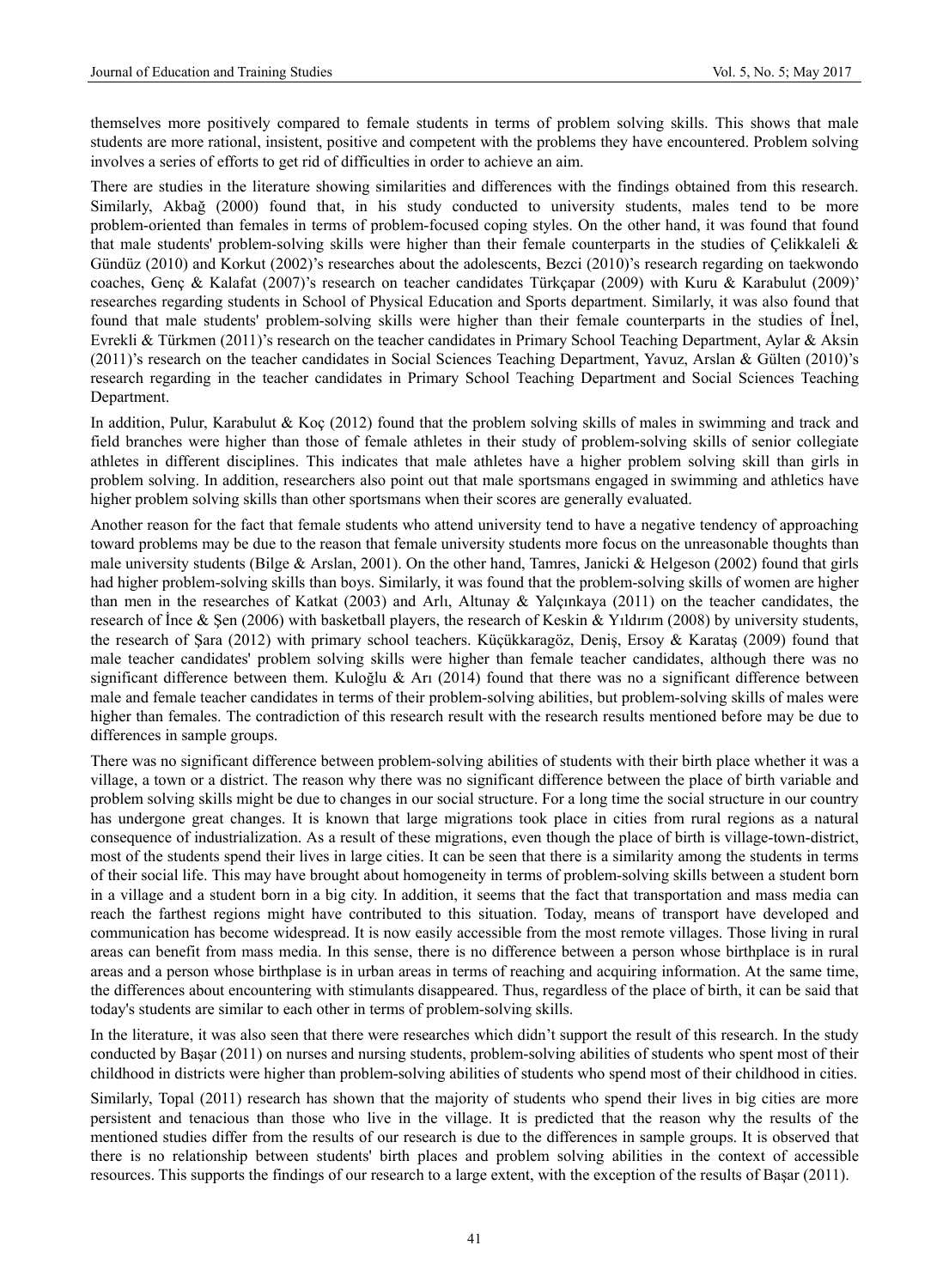themselves more positively compared to female students in terms of problem solving skills. This shows that male students are more rational, insistent, positive and competent with the problems they have encountered. Problem solving involves a series of efforts to get rid of difficulties in order to achieve an aim.

There are studies in the literature showing similarities and differences with the findings obtained from this research. Similarly, Akbağ (2000) found that, in his study conducted to university students, males tend to be more problem-oriented than females in terms of problem-focused coping styles. On the other hand, it was found that found that male students' problem-solving skills were higher than their female counterparts in the studies of Çelikkaleli & Gündüz (2010) and Korkut (2002)'s researches about the adolescents, Bezci (2010)'s research regarding on taekwondo coaches, Genç & Kalafat (2007)'s research on teacher candidates Türkçapar (2009) with Kuru & Karabulut (2009)' researches regarding students in School of Physical Education and Sports department. Similarly, it was also found that found that male students' problem-solving skills were higher than their female counterparts in the studies of İnel, Evrekli & Türkmen (2011)'s research on the teacher candidates in Primary School Teaching Department, Aylar & Aksin (2011)'s research on the teacher candidates in Social Sciences Teaching Department, Yavuz, Arslan & Gülten (2010)'s research regarding in the teacher candidates in Primary School Teaching Department and Social Sciences Teaching Department.

In addition, Pulur, Karabulut & Koç (2012) found that the problem solving skills of males in swimming and track and field branches were higher than those of female athletes in their study of problem-solving skills of senior collegiate athletes in different disciplines. This indicates that male athletes have a higher problem solving skill than girls in problem solving. In addition, researchers also point out that male sportsmans engaged in swimming and athletics have higher problem solving skills than other sportsmans when their scores are generally evaluated.

Another reason for the fact that female students who attend university tend to have a negative tendency of approaching toward problems may be due to the reason that female university students more focus on the unreasonable thoughts than male university students (Bilge & Arslan, 2001). On the other hand, Tamres, Janicki & Helgeson (2002) found that girls had higher problem-solving skills than boys. Similarly, it was found that the problem-solving skills of women are higher than men in the researches of Katkat (2003) and Arlı, Altunay & Yalçınkaya (2011) on the teacher candidates, the research of İnce & Şen (2006) with basketball players, the research of Keskin & Yıldırım (2008) by university students, the research of Şara (2012) with primary school teachers. Küçükkaragöz, Deniş, Ersoy & Karataş (2009) found that male teacher candidates' problem solving skills were higher than female teacher candidates, although there was no significant difference between them. Kuloğlu & Arı (2014) found that there was no a significant difference between male and female teacher candidates in terms of their problem-solving abilities, but problem-solving skills of males were higher than females. The contradiction of this research result with the research results mentioned before may be due to differences in sample groups.

There was no significant difference between problem-solving abilities of students with their birth place whether it was a village, a town or a district. The reason why there was no significant difference between the place of birth variable and problem solving skills might be due to changes in our social structure. For a long time the social structure in our country has undergone great changes. It is known that large migrations took place in cities from rural regions as a natural consequence of industrialization. As a result of these migrations, even though the place of birth is village-town-district, most of the students spend their lives in large cities. It can be seen that there is a similarity among the students in terms of their social life. This may have brought about homogeneity in terms of problem-solving skills between a student born in a village and a student born in a big city. In addition, it seems that the fact that transportation and mass media can reach the farthest regions might have contributed to this situation. Today, means of transport have developed and communication has become widespread. It is now easily accessible from the most remote villages. Those living in rural areas can benefit from mass media. In this sense, there is no difference between a person whose birthplace is in rural areas and a person whose birthplase is in urban areas in terms of reaching and acquiring information. At the same time, the differences about encountering with stimulants disappeared. Thus, regardless of the place of birth, it can be said that today's students are similar to each other in terms of problem-solving skills.

In the literature, it was also seen that there were researches which didn't support the result of this research. In the study conducted by Başar (2011) on nurses and nursing students, problem-solving abilities of students who spent most of their childhood in districts were higher than problem-solving abilities of students who spend most of their childhood in cities.

Similarly, Topal (2011) research has shown that the majority of students who spend their lives in big cities are more persistent and tenacious than those who live in the village. It is predicted that the reason why the results of the mentioned studies differ from the results of our research is due to the differences in sample groups. It is observed that there is no relationship between students' birth places and problem solving abilities in the context of accessible resources. This supports the findings of our research to a large extent, with the exception of the results of Başar (2011).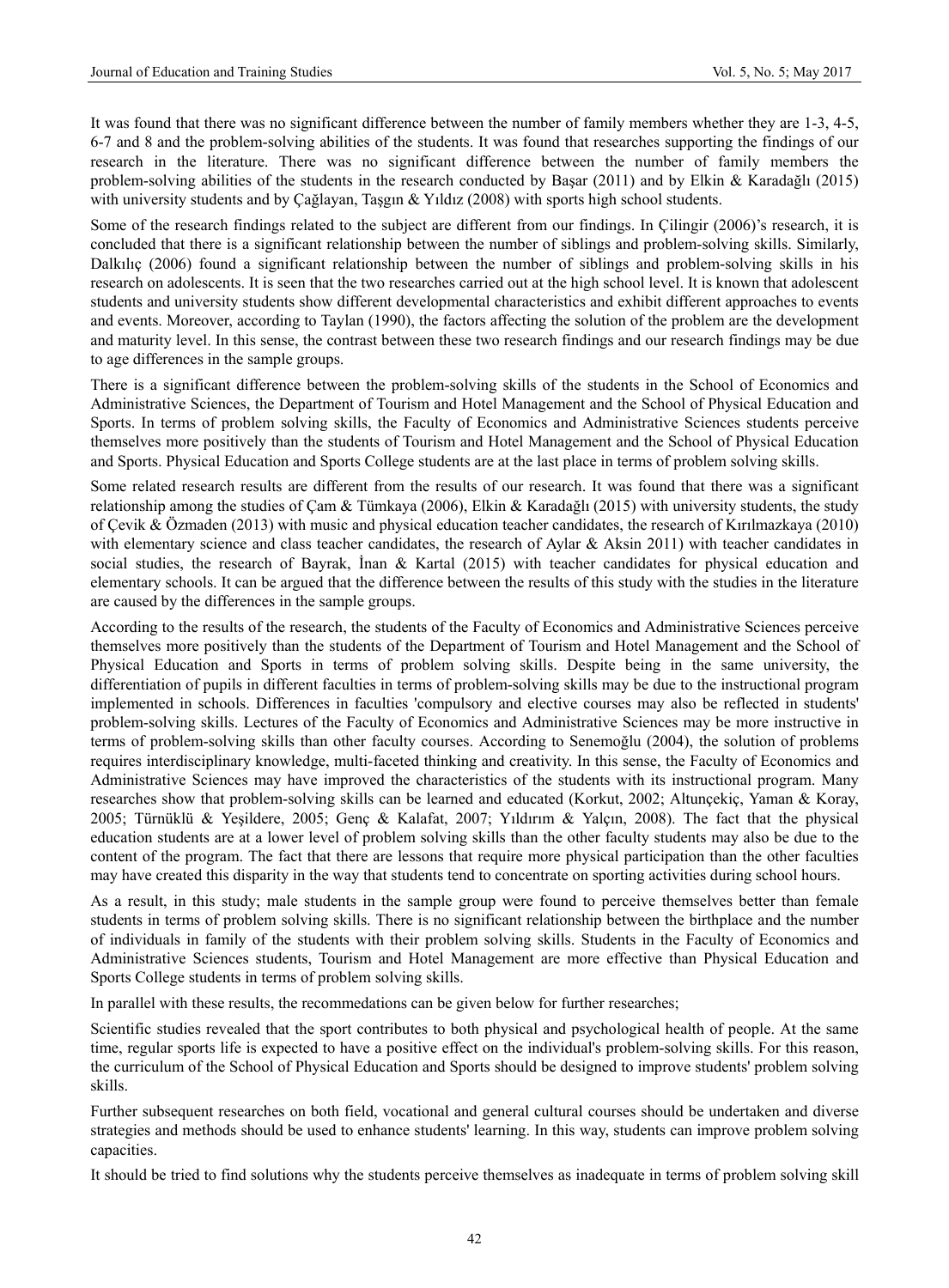It was found that there was no significant difference between the number of family members whether they are 1-3, 4-5, 6-7 and 8 and the problem-solving abilities of the students. It was found that researches supporting the findings of our research in the literature. There was no significant difference between the number of family members the problem-solving abilities of the students in the research conducted by Başar (2011) and by Elkin & Karadağlı (2015) with university students and by Çağlayan, Taşgın & Yıldız (2008) with sports high school students.

Some of the research findings related to the subject are different from our findings. In Çilingir (2006)'s research, it is concluded that there is a significant relationship between the number of siblings and problem-solving skills. Similarly, Dalkılıç (2006) found a significant relationship between the number of siblings and problem-solving skills in his research on adolescents. It is seen that the two researches carried out at the high school level. It is known that adolescent students and university students show different developmental characteristics and exhibit different approaches to events and events. Moreover, according to Taylan (1990), the factors affecting the solution of the problem are the development and maturity level. In this sense, the contrast between these two research findings and our research findings may be due to age differences in the sample groups.

There is a significant difference between the problem-solving skills of the students in the School of Economics and Administrative Sciences, the Department of Tourism and Hotel Management and the School of Physical Education and Sports. In terms of problem solving skills, the Faculty of Economics and Administrative Sciences students perceive themselves more positively than the students of Tourism and Hotel Management and the School of Physical Education and Sports. Physical Education and Sports College students are at the last place in terms of problem solving skills.

Some related research results are different from the results of our research. It was found that there was a significant relationship among the studies of Çam & Tümkaya (2006), Elkin & Karadağlı (2015) with university students, the study of Çevik & Özmaden (2013) with music and physical education teacher candidates, the research of Kırılmazkaya (2010) with elementary science and class teacher candidates, the research of Aylar & Aksin 2011) with teacher candidates in social studies, the research of Bayrak, İnan & Kartal (2015) with teacher candidates for physical education and elementary schools. It can be argued that the difference between the results of this study with the studies in the literature are caused by the differences in the sample groups.

According to the results of the research, the students of the Faculty of Economics and Administrative Sciences perceive themselves more positively than the students of the Department of Tourism and Hotel Management and the School of Physical Education and Sports in terms of problem solving skills. Despite being in the same university, the differentiation of pupils in different faculties in terms of problem-solving skills may be due to the instructional program implemented in schools. Differences in faculties 'compulsory and elective courses may also be reflected in students' problem-solving skills. Lectures of the Faculty of Economics and Administrative Sciences may be more instructive in terms of problem-solving skills than other faculty courses. According to Senemoğlu (2004), the solution of problems requires interdisciplinary knowledge, multi-faceted thinking and creativity. In this sense, the Faculty of Economics and Administrative Sciences may have improved the characteristics of the students with its instructional program. Many researches show that problem-solving skills can be learned and educated (Korkut, 2002; Altunçekiç, Yaman & Koray, 2005; Türnüklü & Yeşildere, 2005; Genç & Kalafat, 2007; Yıldırım & Yalçın, 2008). The fact that the physical education students are at a lower level of problem solving skills than the other faculty students may also be due to the content of the program. The fact that there are lessons that require more physical participation than the other faculties may have created this disparity in the way that students tend to concentrate on sporting activities during school hours.

As a result, in this study; male students in the sample group were found to perceive themselves better than female students in terms of problem solving skills. There is no significant relationship between the birthplace and the number of individuals in family of the students with their problem solving skills. Students in the Faculty of Economics and Administrative Sciences students, Tourism and Hotel Management are more effective than Physical Education and Sports College students in terms of problem solving skills.

In parallel with these results, the recommedations can be given below for further researches;

Scientific studies revealed that the sport contributes to both physical and psychological health of people. At the same time, regular sports life is expected to have a positive effect on the individual's problem-solving skills. For this reason, the curriculum of the School of Physical Education and Sports should be designed to improve students' problem solving skills.

Further subsequent researches on both field, vocational and general cultural courses should be undertaken and diverse strategies and methods should be used to enhance students' learning. In this way, students can improve problem solving capacities.

It should be tried to find solutions why the students perceive themselves as inadequate in terms of problem solving skill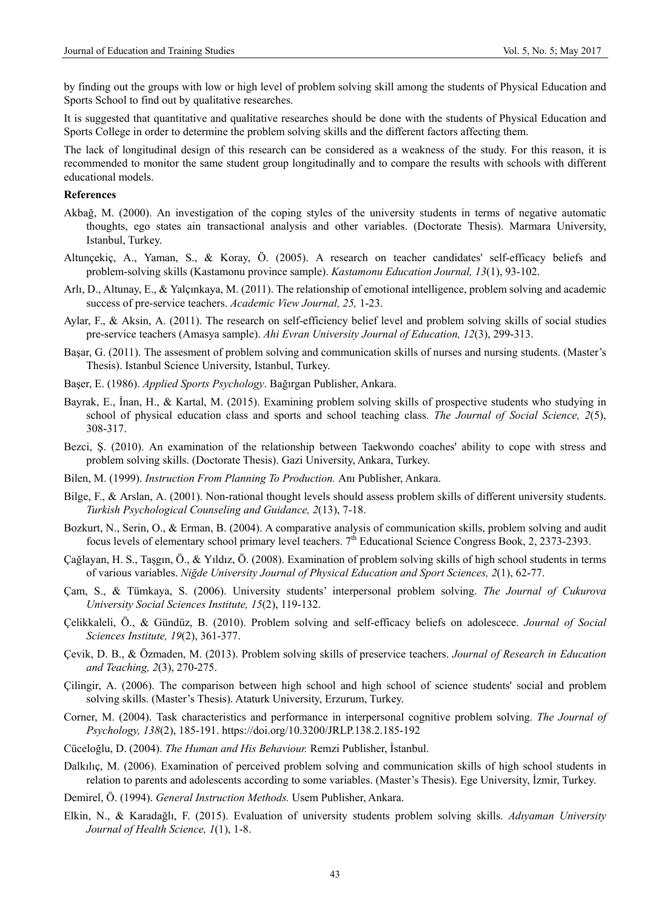by finding out the groups with low or high level of problem solving skill among the students of Physical Education and Sports School to find out by qualitative researches.

It is suggested that quantitative and qualitative researches should be done with the students of Physical Education and Sports College in order to determine the problem solving skills and the different factors affecting them.

The lack of longitudinal design of this research can be considered as a weakness of the study. For this reason, it is recommended to monitor the same student group longitudinally and to compare the results with schools with different educational models.

**References**

Akbağ, M. (2000). An investigation of the coping styles of the university students in terms of negative automatic thoughts, ego states ain transactional analysis and other variables. (Doctorate Thesis). Marmara University, Istanbul, Turkey.

Altunçekiç, A., Yaman, S., & Koray, Ö. (2005). A research on teacher candidates' self-efficacy beliefs and problem-solving skills (Kastamonu province sample). *Kastamonu Education Journal, 13*(1), 93-102.

Arlı, D., Altunay, E., & Yalçınkaya, M. (2011). The relationship of emotional intelligence, problem solving and academic success of pre-service teachers. *Academic View Journal, 25,* 1-23.

Aylar, F., & Aksin, A. (2011). The research on self-efficiency belief level and problem solving skills of social studies pre-service teachers (Amasya sample). *Ahi Evran University Journal of Education, 12*(3), 299-313.

Başar, G. (2011). The assesment of problem solving and communication skills of nurses and nursing students. (Master's Thesis). Istanbul Science University, Istanbul, Turkey.

Başer, E. (1986). *Applied Sports Psychology*. Bağırgan Publisher, Ankara.

Bayrak, E., İnan, H., & Kartal, M. (2015). Examining problem solving skills of prospective students who studying in school of physical education class and sports and school teaching class. *The Journal of Social Science, 2*(5), 308-317.

Bezci, Ş. (2010). An examination of the relationship between Taekwondo coaches' ability to cope with stress and problem solving skills. (Doctorate Thesis). Gazi University, Ankara, Turkey.

Bilen, M. (1999). *Instruction From Planning To Production.* Anı Publisher, Ankara.

Bilge, F., & Arslan, A. (2001). Non-rational thought levels should assess problem skills of different university students. *Turkish Psychological Counseling and Guidance, 2*(13), 7-18.

Bozkurt, N., Serin, O., & Erman, B. (2004). A comparative analysis of communication skills, problem solving and audit focus levels of elementary school primary level teachers. 7th Educational Science Congress Book, 2, 2373-2393.

Çağlayan, H. S., Taşgın, Ö., & Yıldız, Ö. (2008). Examination of problem solving skills of high school students in terms of various variables. *Niğde University Journal of Physical Education and Sport Sciences, 2*(1), 62-77.

Çam, S., & Tümkaya, S. (2006). University students' interpersonal problem solving. *The Journal of Cukurova University Social Sciences Institute, 15*(2), 119-132.

Çelikkaleli, Ö., & Gündüz, B. (2010). Problem solving and self-efficacy beliefs on adolescece. *Journal of Social Sciences Institute, 19*(2), 361-377.

Çevik, D. B., & Özmaden, M. (2013). Problem solving skills of preservice teachers. *Journal of Research in Education and Teaching, 2*(3), 270-275.

Çilingir, A. (2006). The comparison between high school and high school of science students' social and problem solving skills. (Master's Thesis). Ataturk University, Erzurum, Turkey.

Corner, M. (2004). Task characteristics and performance in interpersonal cognitive problem solving. *The Journal of Psychology, 138*(2), 185-191. https://doi.org/10.3200/JRLP.138.2.185-192

Cüceloğlu, D. (2004). *The Human and His Behaviour.* Remzi Publisher, İstanbul.

Dalkılıç, M. (2006). Examination of perceived problem solving and communication skills of high school students in relation to parents and adolescents according to some variables. (Master's Thesis). Ege University, İzmir, Turkey.

Demirel, Ö. (1994). *General Instruction Methods.* Usem Publisher, Ankara.

Elkin, N., & Karadağlı, F. (2015). Evaluation of university students problem solving skills. *Adıyaman University Journal of Health Science, 1*(1), 1-8.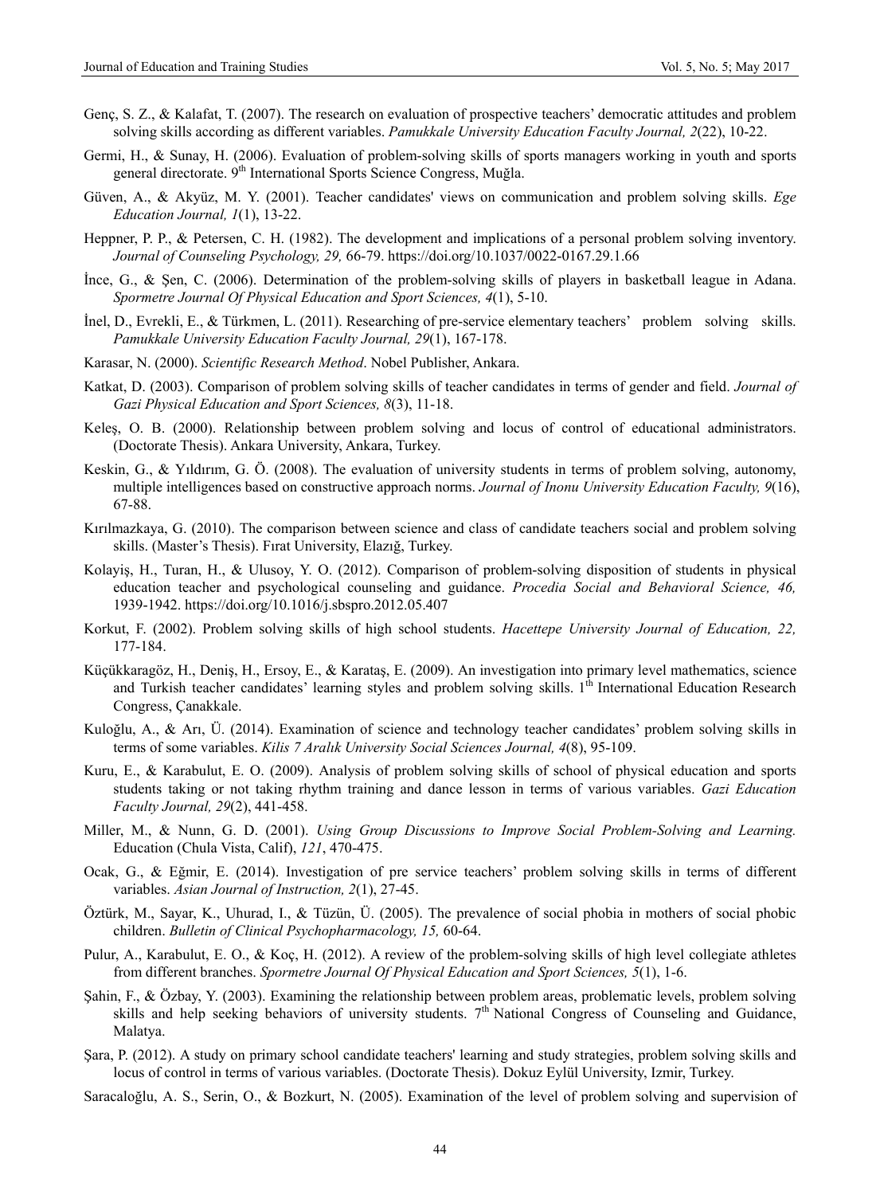Genç, S. Z., & Kalafat, T. (2007). The research on evaluation of prospective teachers' democratic attitudes and problem solving skills according as different variables. *Pamukkale University Education Faculty Journal, 2*(22), 10-22.

Germi, H., & Sunay, H. (2006). Evaluation of problem-solving skills of sports managers working in youth and sports general directorate. 9th International Sports Science Congress, Muğla.

Güven, A., & Akyüz, M. Y. (2001). Teacher candidates' views on communication and problem solving skills. *Ege Education Journal, 1*(1), 13-22.

Heppner, P. P., & Petersen, C. H. (1982). The development and implications of a personal problem solving inventory. *Journal of Counseling Psychology, 29,* 66-79. https://doi.org/10.1037/0022-0167.29.1.66

İnce, G., & Şen, C. (2006). Determination of the problem-solving skills of players in basketball league in Adana. *Spormetre Journal Of Physical Education and Sport Sciences, 4*(1), 5-10.

İnel, D., Evrekli, E., & Türkmen, L. (2011). Researching of pre-service elementary teachers' problem solving skills. *Pamukkale University Education Faculty Journal, 29*(1), 167-178.

Karasar, N. (2000). *Scientific Research Method*. Nobel Publisher, Ankara.

Katkat, D. (2003). Comparison of problem solving skills of teacher candidates in terms of gender and field. *Journal of Gazi Physical Education and Sport Sciences, 8*(3), 11-18.

Keleş, O. B. (2000). Relationship between problem solving and locus of control of educational administrators. (Doctorate Thesis). Ankara University, Ankara, Turkey.

Keskin, G., & Yıldırım, G. Ö. (2008). The evaluation of university students in terms of problem solving, autonomy, multiple intelligences based on constructive approach norms. *Journal of Inonu University Education Faculty, 9*(16), 67-88.

Kırılmazkaya, G. (2010). The comparison between science and class of candidate teachers social and problem solving skills. (Master's Thesis). Fırat University, Elazığ, Turkey.

Kolayiş, H., Turan, H., & Ulusoy, Y. O. (2012). Comparison of problem-solving disposition of students in physical education teacher and psychological counseling and guidance. *Procedia Social and Behavioral Science, 46,* 1939-1942. https://doi.org/10.1016/j.sbspro.2012.05.407

Korkut, F. (2002). Problem solving skills of high school students. *Hacettepe University Journal of Education, 22,* 177-184.

Küçükkaragöz, H., Deniş, H., Ersoy, E., & Karataş, E. (2009). An investigation into primary level mathematics, science and Turkish teacher candidates' learning styles and problem solving skills. 1th International Education Research Congress, Çanakkale.

Kuloğlu, A., & Arı, Ü. (2014). Examination of science and technology teacher candidates' problem solving skills in terms of some variables. *Kilis 7 Aralık University Social Sciences Journal, 4*(8), 95-109.

Kuru, E., & Karabulut, E. O. (2009). Analysis of problem solving skills of school of physical education and sports students taking or not taking rhythm training and dance lesson in terms of various variables. *Gazi Education Faculty Journal, 29*(2), 441-458.

Miller, M., & Nunn, G. D. (2001). *Using Group Discussions to Improve Social Problem-Solving and Learning.* Education (Chula Vista, Calif), *121*, 470-475.

Ocak, G., & Eğmir, E. (2014). Investigation of pre service teachers' problem solving skills in terms of different variables. *Asian Journal of Instruction, 2*(1), 27-45.

Öztürk, M., Sayar, K., Uhurad, I., & Tüzün, Ü. (2005). The prevalence of social phobia in mothers of social phobic children. *Bulletin of Clinical Psychopharmacology, 15,* 60-64.

Pulur, A., Karabulut, E. O., & Koç, H. (2012). A review of the problem-solving skills of high level collegiate athletes from different branches. *Spormetre Journal Of Physical Education and Sport Sciences, 5*(1), 1-6.

Şahin, F., & Özbay, Y. (2003). Examining the relationship between problem areas, problematic levels, problem solving skills and help seeking behaviors of university students. 7th National Congress of Counseling and Guidance, Malatya.

Şara, P. (2012). A study on primary school candidate teachers' learning and study strategies, problem solving skills and locus of control in terms of various variables. (Doctorate Thesis). Dokuz Eylül University, Izmir, Turkey.

Saracaloğlu, A. S., Serin, O., & Bozkurt, N. (2005). Examination of the level of problem solving and supervision of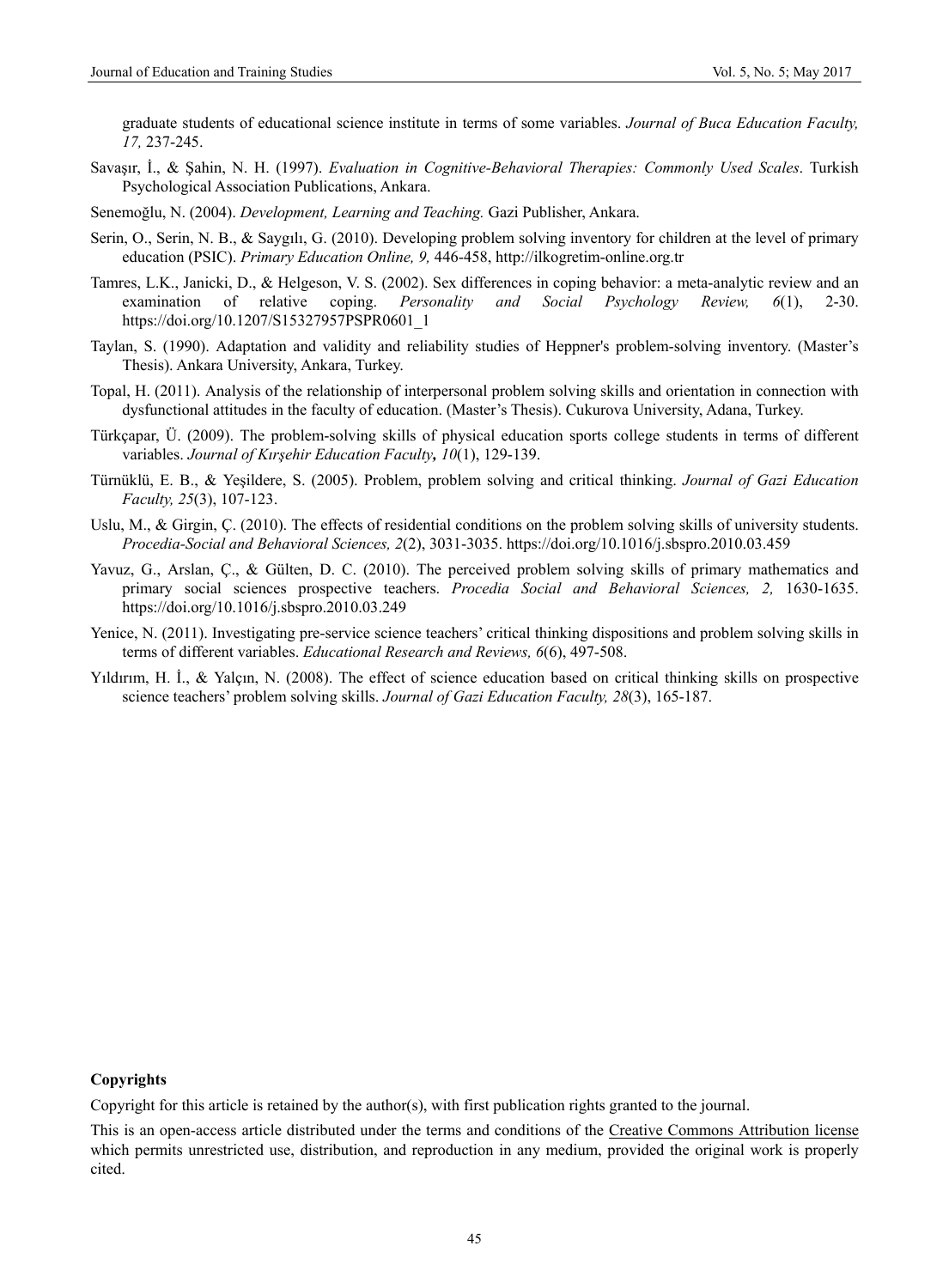graduate students of educational science institute in terms of some variables. *Journal of Buca Education Faculty, 17,* 237-245.

Savaşır, İ., & Şahin, N. H. (1997). *Evaluation in Cognitive-Behavioral Therapies: Commonly Used Scales*. Turkish Psychological Association Publications, Ankara.

Senemoğlu, N. (2004). *Development, Learning and Teaching.* Gazi Publisher, Ankara.

Serin, O., Serin, N. B., & Saygılı, G. (2010). Developing problem solving inventory for children at the level of primary education (PSIC). *Primary Education Online, 9,* 446-458, http://ilkogretim-online.org.tr

Tamres, L.K., Janicki, D., & Helgeson, V. S. (2002). Sex differences in coping behavior: a meta-analytic review and an examination of relative coping. *Personality and Social Psychology Review, 6*(1), 2-30. https://doi.org/10.1207/S15327957PSPR0601_1

Taylan, S. (1990). Adaptation and validity and reliability studies of Heppner's problem-solving inventory. (Master's Thesis). Ankara University, Ankara, Turkey.

Topal, H. (2011). Analysis of the relationship of interpersonal problem solving skills and orientation in connection with dysfunctional attitudes in the faculty of education. (Master's Thesis). Cukurova University, Adana, Turkey.

Türkçapar, Ü. (2009). The problem-solving skills of physical education sports college students in terms of different variables. *Journal of Kırşehir Education Faculty, 10*(1), 129-139.

Türnüklü, E. B., & Yeşildere, S. (2005). Problem, problem solving and critical thinking. *Journal of Gazi Education Faculty, 25*(3), 107-123.

Uslu, M., & Girgin, Ç. (2010). The effects of residential conditions on the problem solving skills of university students. *Procedia-Social and Behavioral Sciences, 2*(2), 3031-3035. https://doi.org/10.1016/j.sbspro.2010.03.459

Yavuz, G., Arslan, Ç., & Gülten, D. C. (2010). The perceived problem solving skills of primary mathematics and primary social sciences prospective teachers. *Procedia Social and Behavioral Sciences, 2,* 1630-1635. https://doi.org/10.1016/j.sbspro.2010.03.249

Yenice, N. (2011). Investigating pre-service science teachers' critical thinking dispositions and problem solving skills in terms of different variables. *Educational Research and Reviews, 6*(6), 497-508.

Yıldırım, H. İ., & Yalçın, N. (2008). The effect of science education based on critical thinking skills on prospective science teachers' problem solving skills. *Journal of Gazi Education Faculty, 28*(3), 165-187.

**Copyrights**

Copyright for this article is retained by the author(s), with first publication rights granted to the journal.

This is an open-access article distributed under the terms and conditions of the Creative Commons Attribution license which permits unrestricted use, distribution, and reproduction in any medium, provided the original work is properly cited.